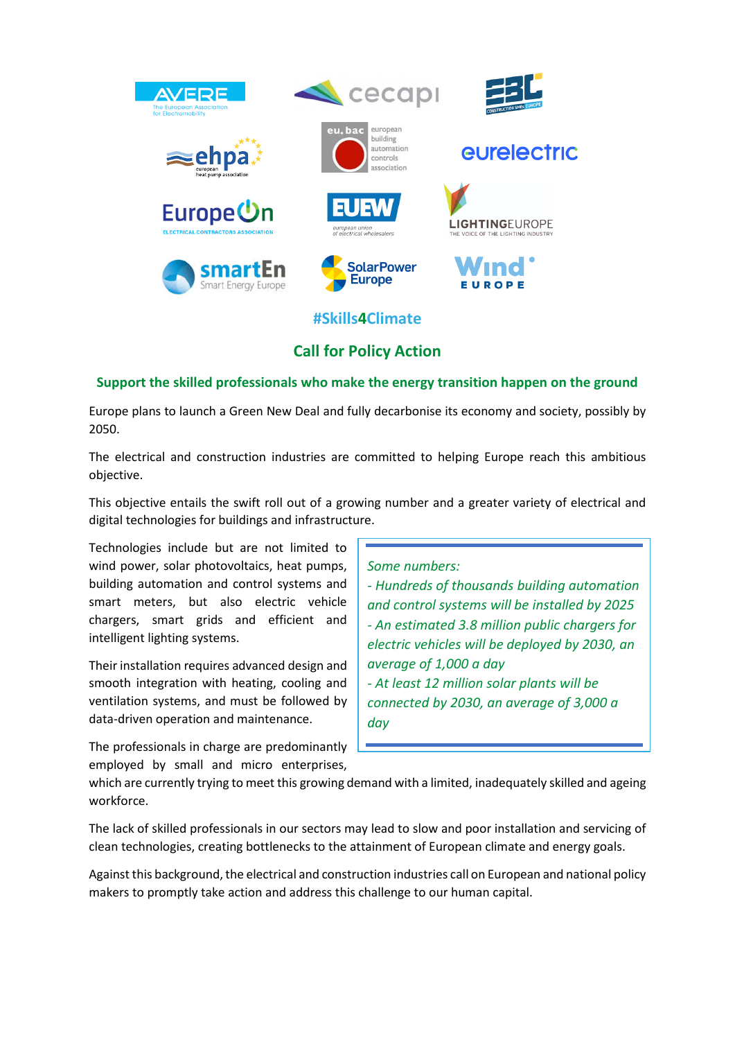#Skills4Climate

## Call for Policy Action

### Support the skilled professionals who make the energy transition happen on the ground

Europe plans to launch a Green New Deal and fully decarbonise its economy and society, possibly by 2050.

The electrical and construction industries are committed to helping Europe reach this ambitious objective.

This objective entails the swift roll out of a growing number and a greater variety of electrical and digital technologies for buildings and infrastructure.

Technologies include but are not limited to wind power, solar photovoltaics, heat pumps, building automation and control systems and smart meters, but also electric vehicle chargers, smart grids and efficient and intelligent lighting systems.

Their installation requires advanced design and smooth integration with heating, cooling and ventilation systems, and must be followed by data-driven operation and maintenance.

The professionals in charge are predominantly employed by small and micro enterprises, which are currently trying to meet this growing demand with a limited, inadequately skilled and ageing workforce.

> *Some numbers:*
> *- Hundreds of thousands building automation and control systems will be installed by 2025*
> *- An estimated 3.8 million public chargers for electric vehicles will be deployed by 2030, an average of 1,000 a day*
> *- At least 12 million solar plants will be connected by 2030, an average of 3,000 a day*

The lack of skilled professionals in our sectors may lead to slow and poor installation and servicing of clean technologies, creating bottlenecks to the attainment of European climate and energy goals.

Against this background, the electrical and construction industries call on European and national policy makers to promptly take action and address this challenge to our human capital.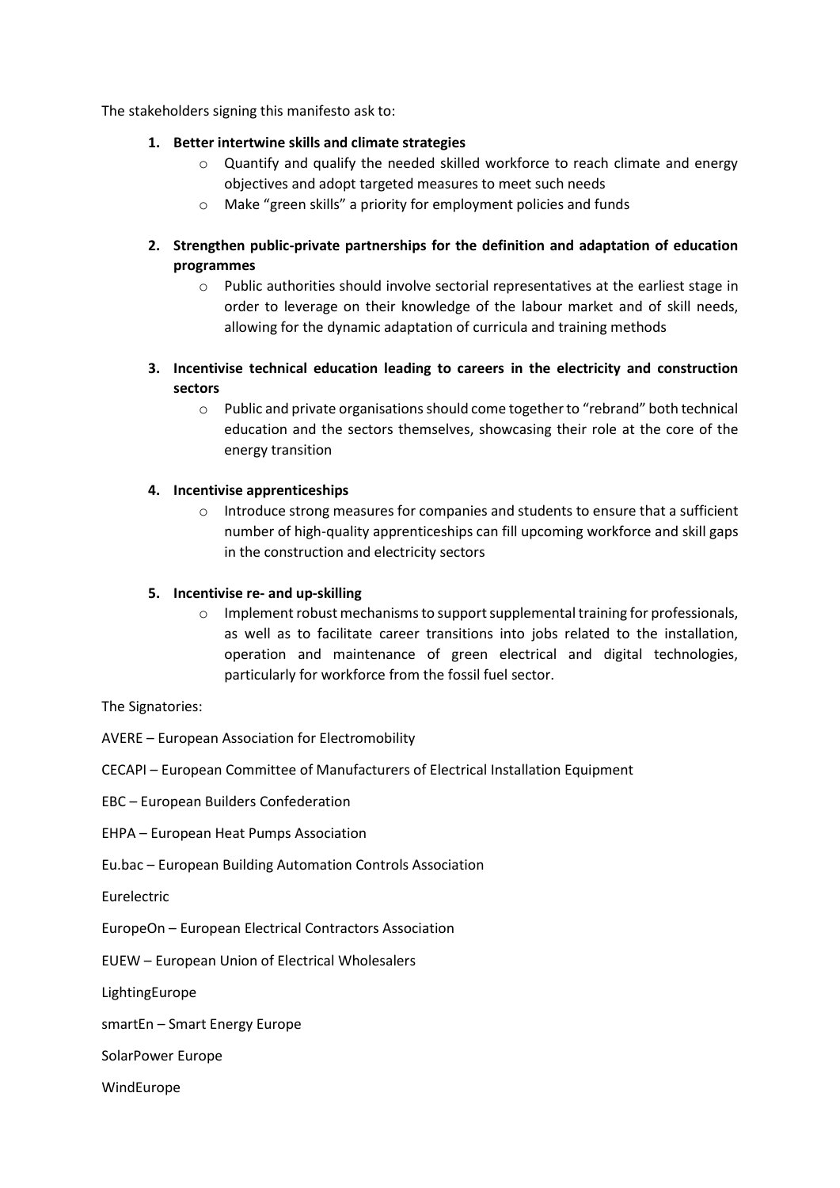The stakeholders signing this manifesto ask to:

1. **Better intertwine skills and climate strategies**
   - Quantify and qualify the needed skilled workforce to reach climate and energy objectives and adopt targeted measures to meet such needs
   - Make "green skills" a priority for employment policies and funds

2. **Strengthen public-private partnerships for the definition and adaptation of education programmes**
   - Public authorities should involve sectorial representatives at the earliest stage in order to leverage on their knowledge of the labour market and of skill needs, allowing for the dynamic adaptation of curricula and training methods

3. **Incentivise technical education leading to careers in the electricity and construction sectors**
   - Public and private organisations should come together to "rebrand" both technical education and the sectors themselves, showcasing their role at the core of the energy transition

4. **Incentivise apprenticeships**
   - Introduce strong measures for companies and students to ensure that a sufficient number of high-quality apprenticeships can fill upcoming workforce and skill gaps in the construction and electricity sectors

5. **Incentivise re- and up-skilling**
   - Implement robust mechanisms to support supplemental training for professionals, as well as to facilitate career transitions into jobs related to the installation, operation and maintenance of green electrical and digital technologies, particularly for workforce from the fossil fuel sector.

The Signatories:

AVERE – European Association for Electromobility

CECAPI – European Committee of Manufacturers of Electrical Installation Equipment

EBC – European Builders Confederation

EHPA – European Heat Pumps Association

Eu.bac – European Building Automation Controls Association

Eurelectric

EuropeOn – European Electrical Contractors Association

EUEW – European Union of Electrical Wholesalers

LightingEurope

smartEn – Smart Energy Europe

SolarPower Europe

WindEurope